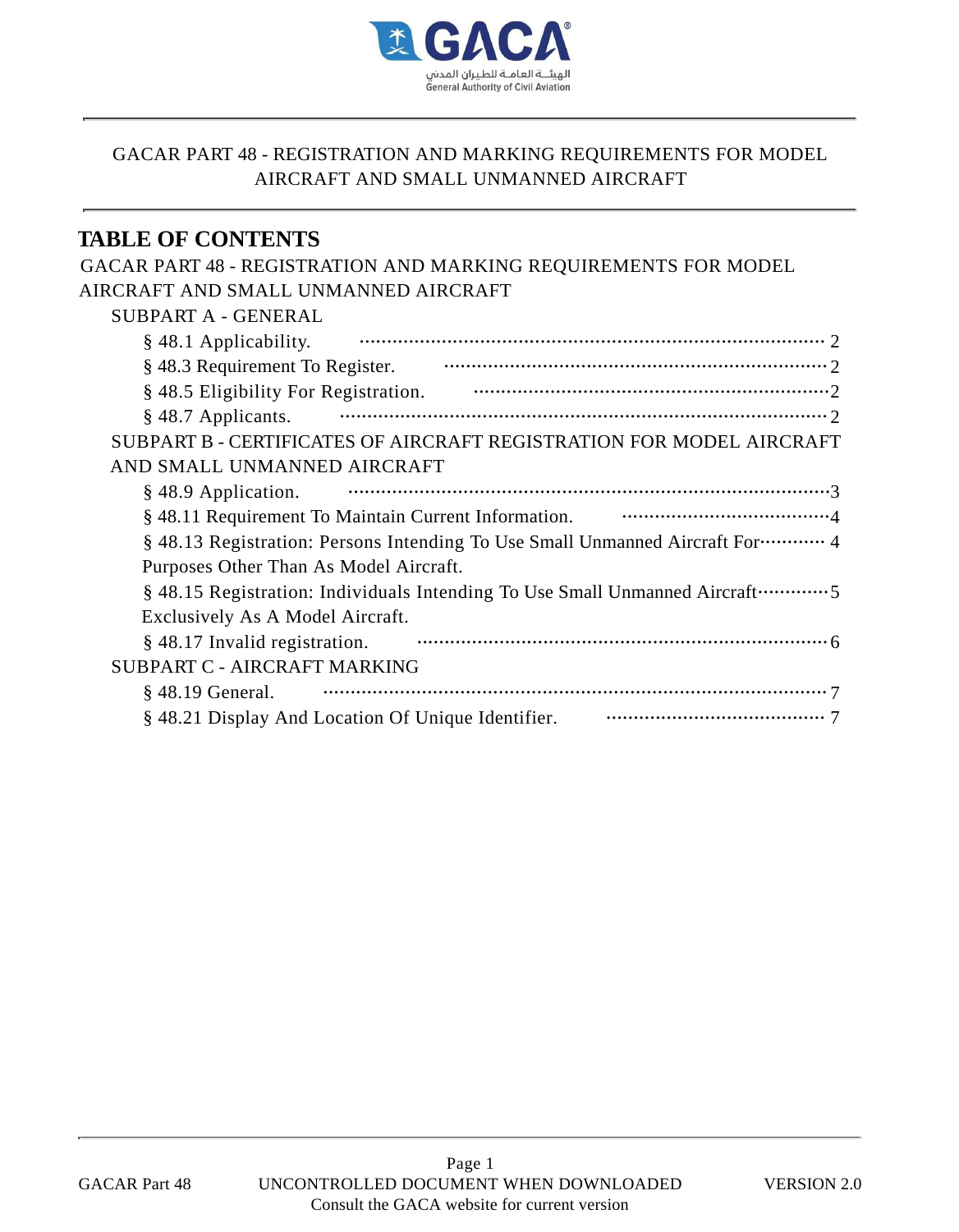# GACAR PART 48 - REGISTRATION AND MARKING REQUIREMENTS FOR MODEL AIRCRAFT AND SMALL UNMANNED AIRCRAFT

## TABLE OF CONTENTS

GACAR PART 48 - REGISTRATION AND MARKING REQUIREMENTS FOR MODEL AIRCRAFT AND SMALL UNMANNED AIRCRAFT

- SUBPART A - GENERAL
  - § 48.1 Applicability. ........ 2
  - § 48.3 Requirement To Register. ........ 2
  - § 48.5 Eligibility For Registration. ........ 2
  - § 48.7 Applicants. ........ 2
- SUBPART B - CERTIFICATES OF AIRCRAFT REGISTRATION FOR MODEL AIRCRAFT AND SMALL UNMANNED AIRCRAFT
  - § 48.9 Application. ........ 3
  - § 48.11 Requirement To Maintain Current Information. ........ 4
  - § 48.13 Registration: Persons Intending To Use Small Unmanned Aircraft For Purposes Other Than As Model Aircraft. ........ 4
  - § 48.15 Registration: Individuals Intending To Use Small Unmanned Aircraft Exclusively As A Model Aircraft. ........ 5
  - § 48.17 Invalid registration. ........ 6
- SUBPART C - AIRCRAFT MARKING
  - § 48.19 General. ........ 7
  - § 48.21 Display And Location Of Unique Identifier. ........ 7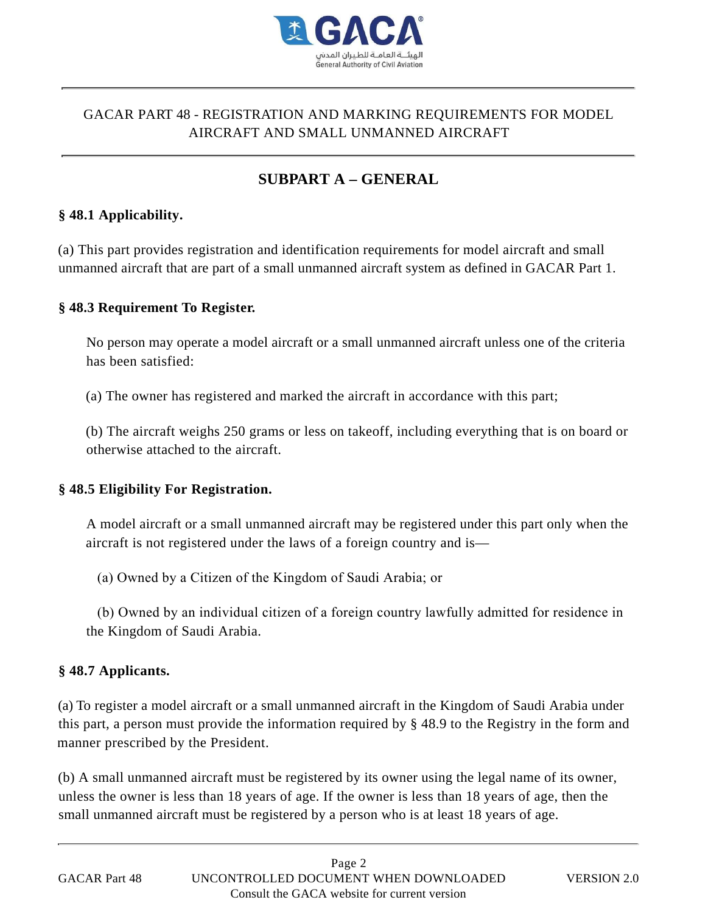GACAR PART 48 - REGISTRATION AND MARKING REQUIREMENTS FOR MODEL AIRCRAFT AND SMALL UNMANNED AIRCRAFT

## SUBPART A – GENERAL

### § 48.1 Applicability.

(a) This part provides registration and identification requirements for model aircraft and small unmanned aircraft that are part of a small unmanned aircraft system as defined in GACAR Part 1.

### § 48.3 Requirement To Register.

No person may operate a model aircraft or a small unmanned aircraft unless one of the criteria has been satisfied:

(a) The owner has registered and marked the aircraft in accordance with this part;

(b) The aircraft weighs 250 grams or less on takeoff, including everything that is on board or otherwise attached to the aircraft.

### § 48.5 Eligibility For Registration.

A model aircraft or a small unmanned aircraft may be registered under this part only when the aircraft is not registered under the laws of a foreign country and is—

(a) Owned by a Citizen of the Kingdom of Saudi Arabia; or

(b) Owned by an individual citizen of a foreign country lawfully admitted for residence in the Kingdom of Saudi Arabia.

### § 48.7 Applicants.

(a) To register a model aircraft or a small unmanned aircraft in the Kingdom of Saudi Arabia under this part, a person must provide the information required by § 48.9 to the Registry in the form and manner prescribed by the President.

(b) A small unmanned aircraft must be registered by its owner using the legal name of its owner, unless the owner is less than 18 years of age. If the owner is less than 18 years of age, then the small unmanned aircraft must be registered by a person who is at least 18 years of age.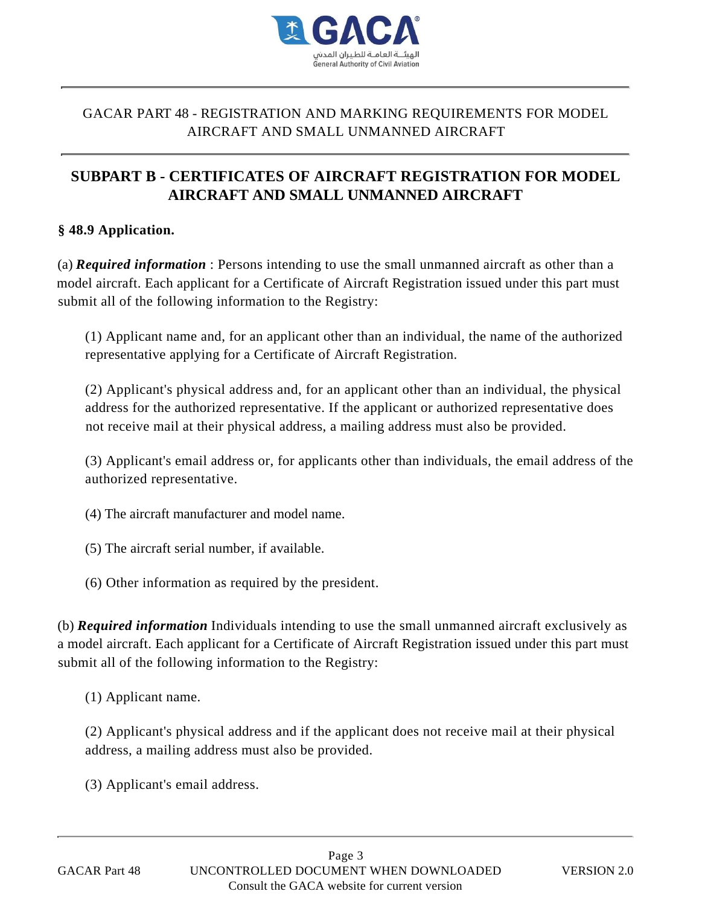## SUBPART B - CERTIFICATES OF AIRCRAFT REGISTRATION FOR MODEL AIRCRAFT AND SMALL UNMANNED AIRCRAFT

### § 48.9 Application.

(a) ***Required information*** : Persons intending to use the small unmanned aircraft as other than a model aircraft. Each applicant for a Certificate of Aircraft Registration issued under this part must submit all of the following information to the Registry:

(1) Applicant name and, for an applicant other than an individual, the name of the authorized representative applying for a Certificate of Aircraft Registration.

(2) Applicant's physical address and, for an applicant other than an individual, the physical address for the authorized representative. If the applicant or authorized representative does not receive mail at their physical address, a mailing address must also be provided.

(3) Applicant's email address or, for applicants other than individuals, the email address of the authorized representative.

(4) The aircraft manufacturer and model name.

(5) The aircraft serial number, if available.

(6) Other information as required by the president.

(b) ***Required information*** Individuals intending to use the small unmanned aircraft exclusively as a model aircraft. Each applicant for a Certificate of Aircraft Registration issued under this part must submit all of the following information to the Registry:

(1) Applicant name.

(2) Applicant's physical address and if the applicant does not receive mail at their physical address, a mailing address must also be provided.

(3) Applicant's email address.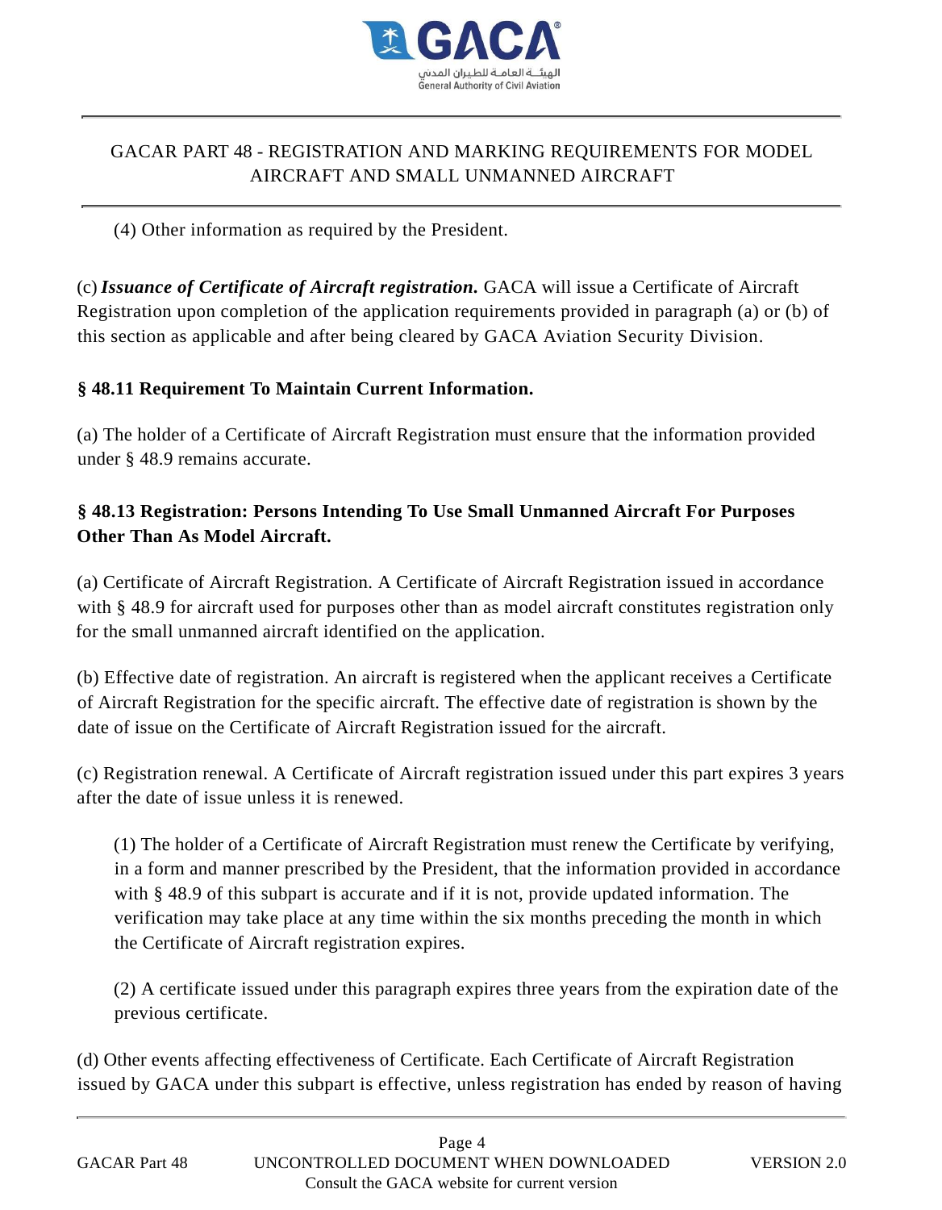(4) Other information as required by the President.

(c) ***Issuance of Certificate of Aircraft registration.*** GACA will issue a Certificate of Aircraft Registration upon completion of the application requirements provided in paragraph (a) or (b) of this section as applicable and after being cleared by GACA Aviation Security Division.

**§ 48.11 Requirement To Maintain Current Information.**

(a) The holder of a Certificate of Aircraft Registration must ensure that the information provided under § 48.9 remains accurate.

**§ 48.13 Registration: Persons Intending To Use Small Unmanned Aircraft For Purposes Other Than As Model Aircraft.**

(a) Certificate of Aircraft Registration. A Certificate of Aircraft Registration issued in accordance with § 48.9 for aircraft used for purposes other than as model aircraft constitutes registration only for the small unmanned aircraft identified on the application.

(b) Effective date of registration. An aircraft is registered when the applicant receives a Certificate of Aircraft Registration for the specific aircraft. The effective date of registration is shown by the date of issue on the Certificate of Aircraft Registration issued for the aircraft.

(c) Registration renewal. A Certificate of Aircraft registration issued under this part expires 3 years after the date of issue unless it is renewed.

(1) The holder of a Certificate of Aircraft Registration must renew the Certificate by verifying, in a form and manner prescribed by the President, that the information provided in accordance with § 48.9 of this subpart is accurate and if it is not, provide updated information. The verification may take place at any time within the six months preceding the month in which the Certificate of Aircraft registration expires.

(2) A certificate issued under this paragraph expires three years from the expiration date of the previous certificate.

(d) Other events affecting effectiveness of Certificate. Each Certificate of Aircraft Registration issued by GACA under this subpart is effective, unless registration has ended by reason of having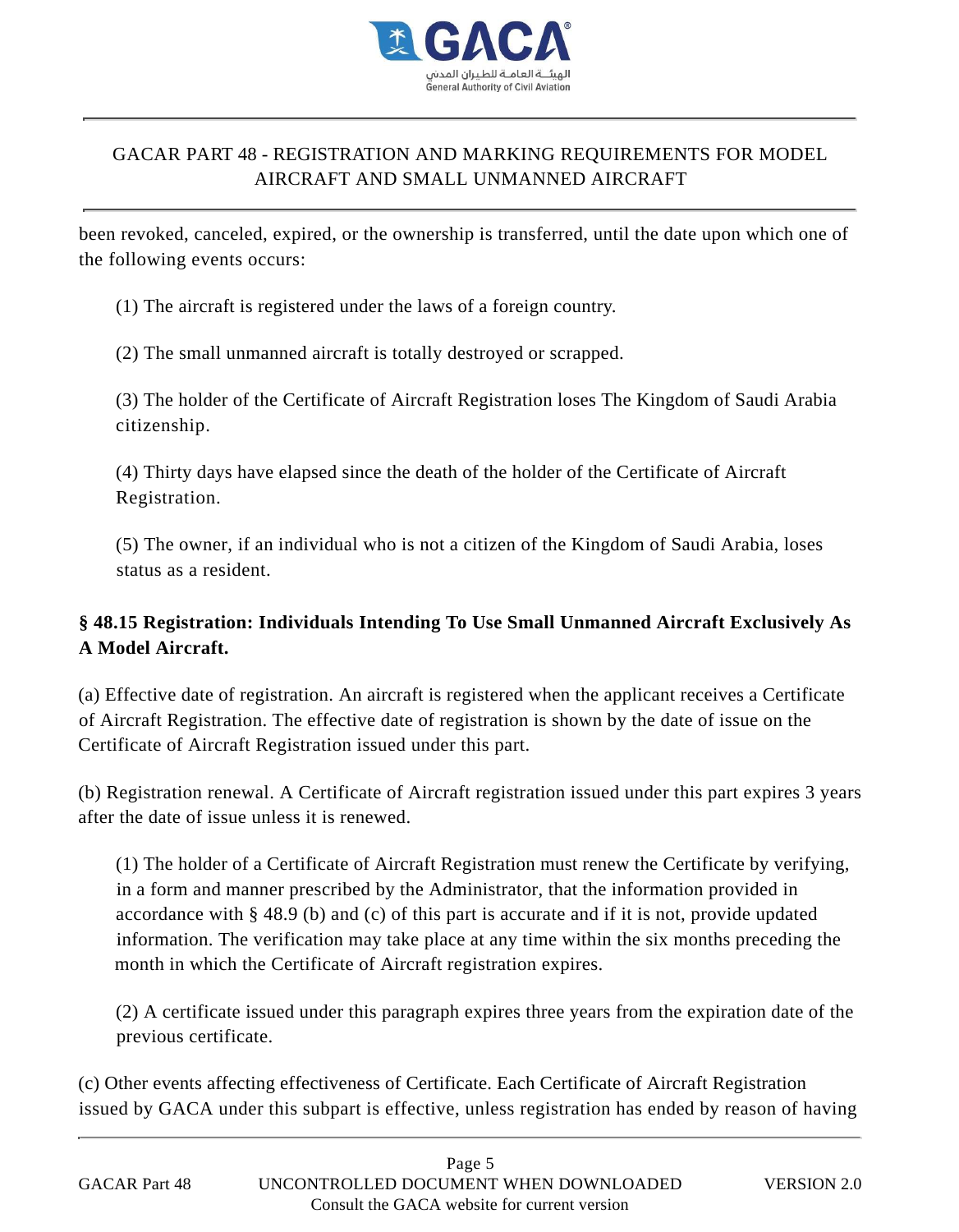been revoked, canceled, expired, or the ownership is transferred, until the date upon which one of the following events occurs:

(1) The aircraft is registered under the laws of a foreign country.

(2) The small unmanned aircraft is totally destroyed or scrapped.

(3) The holder of the Certificate of Aircraft Registration loses The Kingdom of Saudi Arabia citizenship.

(4) Thirty days have elapsed since the death of the holder of the Certificate of Aircraft Registration.

(5) The owner, if an individual who is not a citizen of the Kingdom of Saudi Arabia, loses status as a resident.

**§ 48.15 Registration: Individuals Intending To Use Small Unmanned Aircraft Exclusively As A Model Aircraft.**

(a) Effective date of registration. An aircraft is registered when the applicant receives a Certificate of Aircraft Registration. The effective date of registration is shown by the date of issue on the Certificate of Aircraft Registration issued under this part.

(b) Registration renewal. A Certificate of Aircraft registration issued under this part expires 3 years after the date of issue unless it is renewed.

(1) The holder of a Certificate of Aircraft Registration must renew the Certificate by verifying, in a form and manner prescribed by the Administrator, that the information provided in accordance with § 48.9 (b) and (c) of this part is accurate and if it is not, provide updated information. The verification may take place at any time within the six months preceding the month in which the Certificate of Aircraft registration expires.

(2) A certificate issued under this paragraph expires three years from the expiration date of the previous certificate.

(c) Other events affecting effectiveness of Certificate. Each Certificate of Aircraft Registration issued by GACA under this subpart is effective, unless registration has ended by reason of having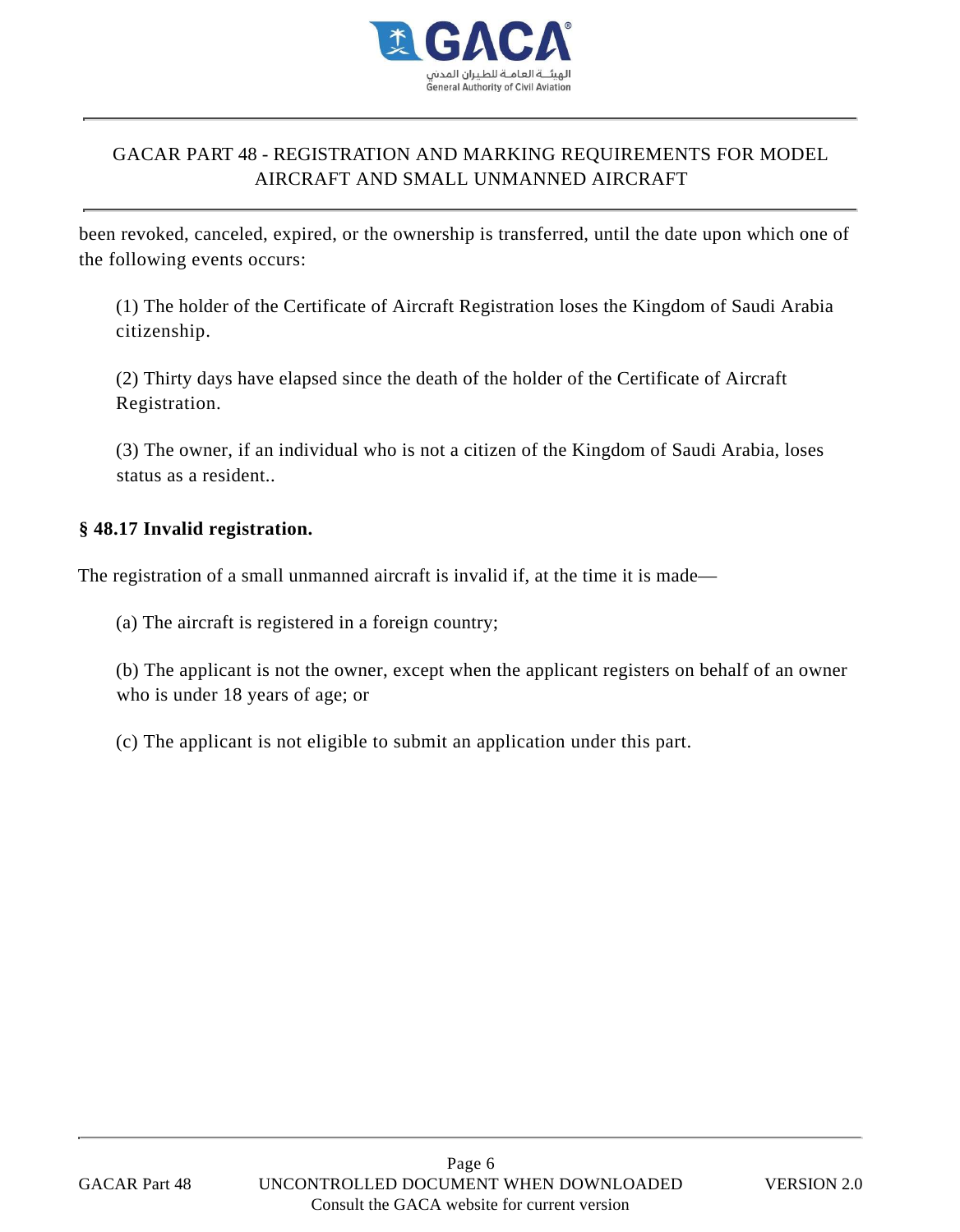been revoked, canceled, expired, or the ownership is transferred, until the date upon which one of the following events occurs:

(1) The holder of the Certificate of Aircraft Registration loses the Kingdom of Saudi Arabia citizenship.

(2) Thirty days have elapsed since the death of the holder of the Certificate of Aircraft Registration.

(3) The owner, if an individual who is not a citizen of the Kingdom of Saudi Arabia, loses status as a resident..

**§ 48.17 Invalid registration.**

The registration of a small unmanned aircraft is invalid if, at the time it is made—

(a) The aircraft is registered in a foreign country;

(b) The applicant is not the owner, except when the applicant registers on behalf of an owner who is under 18 years of age; or

(c) The applicant is not eligible to submit an application under this part.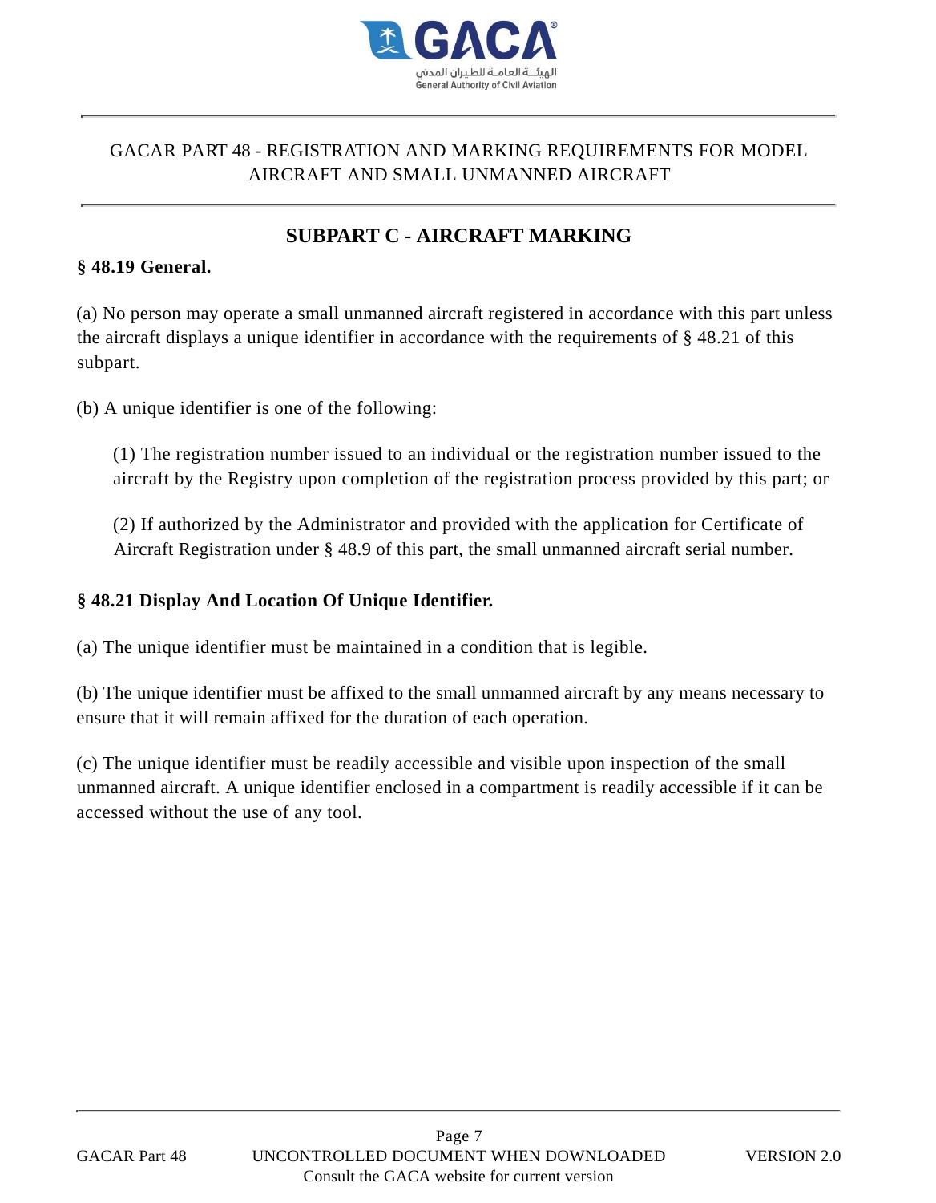## SUBPART C - AIRCRAFT MARKING

### § 48.19 General.

(a) No person may operate a small unmanned aircraft registered in accordance with this part unless the aircraft displays a unique identifier in accordance with the requirements of § 48.21 of this subpart.

(b) A unique identifier is one of the following:

(1) The registration number issued to an individual or the registration number issued to the aircraft by the Registry upon completion of the registration process provided by this part; or

(2) If authorized by the Administrator and provided with the application for Certificate of Aircraft Registration under § 48.9 of this part, the small unmanned aircraft serial number.

### § 48.21 Display And Location Of Unique Identifier.

(a) The unique identifier must be maintained in a condition that is legible.

(b) The unique identifier must be affixed to the small unmanned aircraft by any means necessary to ensure that it will remain affixed for the duration of each operation.

(c) The unique identifier must be readily accessible and visible upon inspection of the small unmanned aircraft. A unique identifier enclosed in a compartment is readily accessible if it can be accessed without the use of any tool.